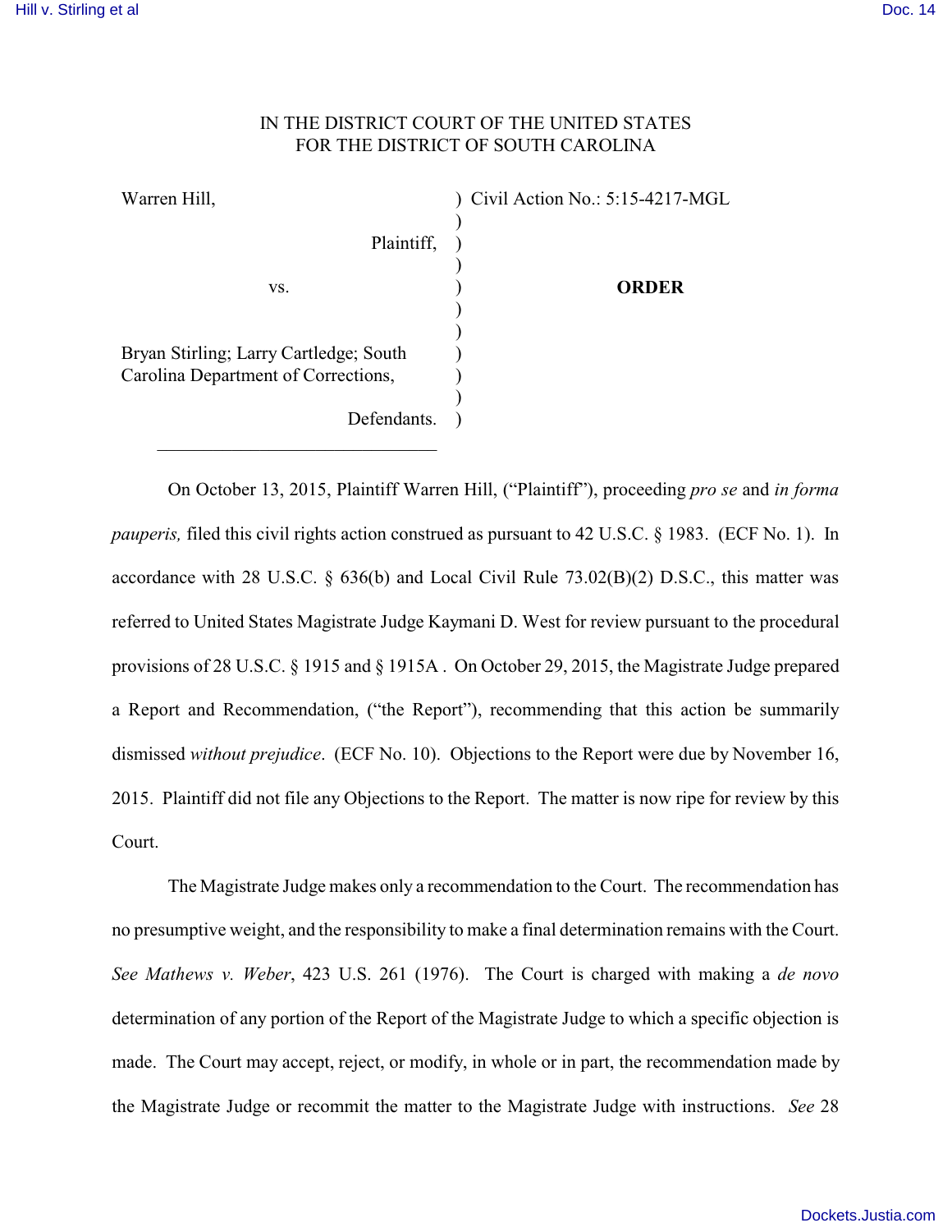IN THE DISTRICT COURT OF THE UNITED STATES
FOR THE DISTRICT OF SOUTH CAROLINA

| | | |
|---|---|---|
| Warren Hill, | ) | Civil Action No.: 5:15-4217-MGL |
| Plaintiff, | ) | |
| vs. | ) | **ORDER** |
| Bryan Stirling; Larry Cartledge; South Carolina Department of Corrections, | ) | |
| Defendants. | ) | |

On October 13, 2015, Plaintiff Warren Hill, ("Plaintiff"), proceeding *pro se* and *in forma pauperis,* filed this civil rights action construed as pursuant to 42 U.S.C. § 1983. (ECF No. 1). In accordance with 28 U.S.C. § 636(b) and Local Civil Rule 73.02(B)(2) D.S.C., this matter was referred to United States Magistrate Judge Kaymani D. West for review pursuant to the procedural provisions of 28 U.S.C. § 1915 and § 1915A . On October 29, 2015, the Magistrate Judge prepared a Report and Recommendation, ("the Report"), recommending that this action be summarily dismissed *without prejudice*. (ECF No. 10). Objections to the Report were due by November 16, 2015. Plaintiff did not file any Objections to the Report. The matter is now ripe for review by this Court.

The Magistrate Judge makes only a recommendation to the Court. The recommendation has no presumptive weight, and the responsibility to make a final determination remains with the Court. *See Mathews v. Weber*, 423 U.S. 261 (1976). The Court is charged with making a *de novo* determination of any portion of the Report of the Magistrate Judge to which a specific objection is made. The Court may accept, reject, or modify, in whole or in part, the recommendation made by the Magistrate Judge or recommit the matter to the Magistrate Judge with instructions. *See* 28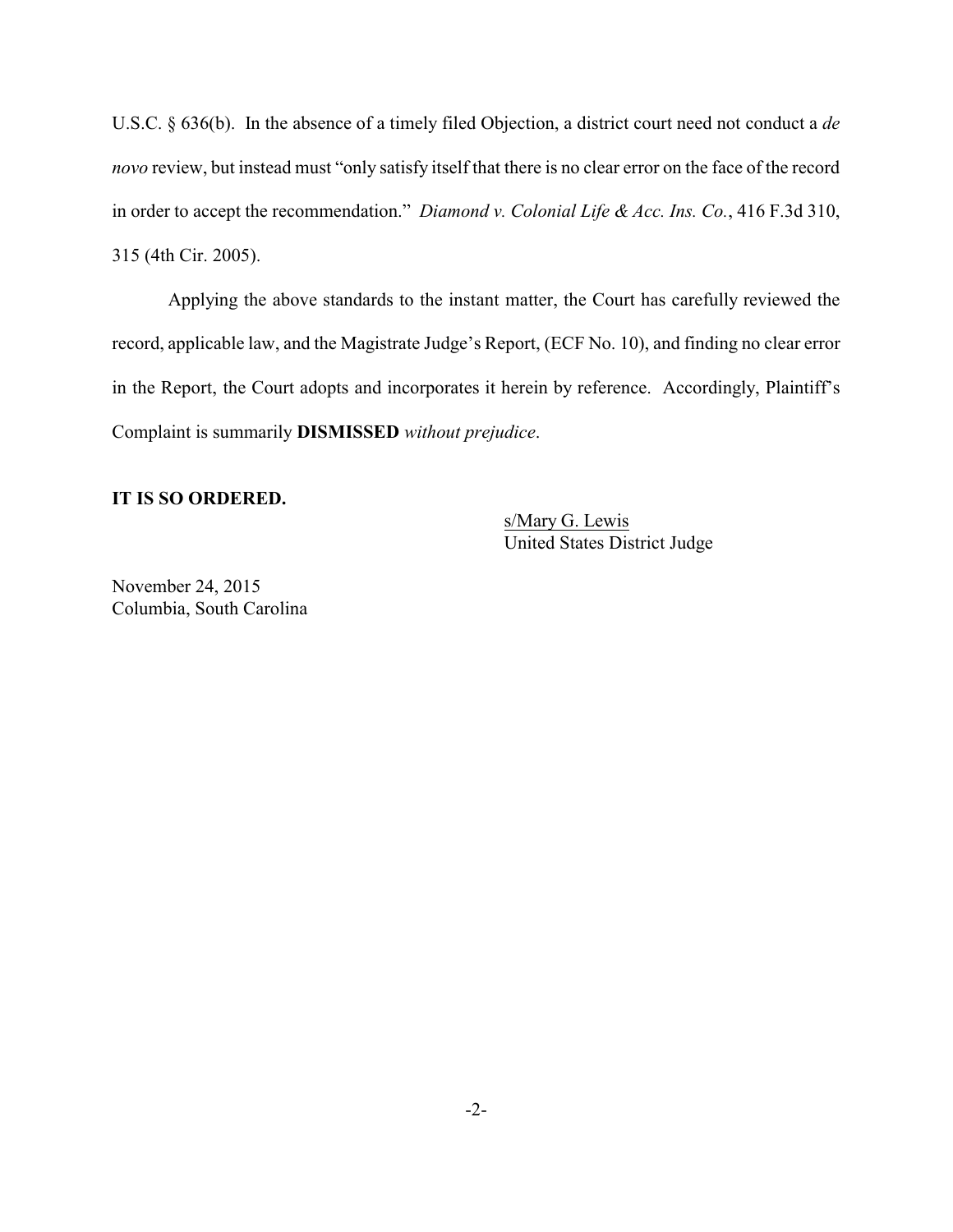U.S.C. § 636(b). In the absence of a timely filed Objection, a district court need not conduct a *de novo* review, but instead must "only satisfy itself that there is no clear error on the face of the record in order to accept the recommendation." *Diamond v. Colonial Life & Acc. Ins. Co.*, 416 F.3d 310, 315 (4th Cir. 2005).

Applying the above standards to the instant matter, the Court has carefully reviewed the record, applicable law, and the Magistrate Judge's Report, (ECF No. 10), and finding no clear error in the Report, the Court adopts and incorporates it herein by reference. Accordingly, Plaintiff's Complaint is summarily **DISMISSED** *without prejudice*.

**IT IS SO ORDERED.**

s/Mary G. Lewis
United States District Judge

November 24, 2015
Columbia, South Carolina